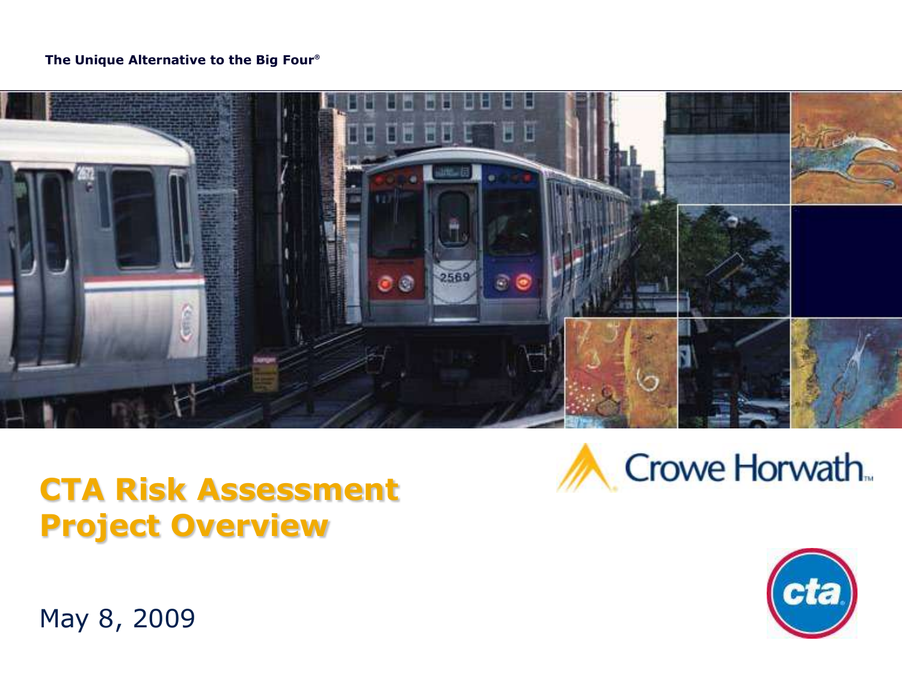**The Unique Alternative to the Big Four®**

# CTA Risk Assessment Project Overview

Crowe Horwath™

May 8, 2009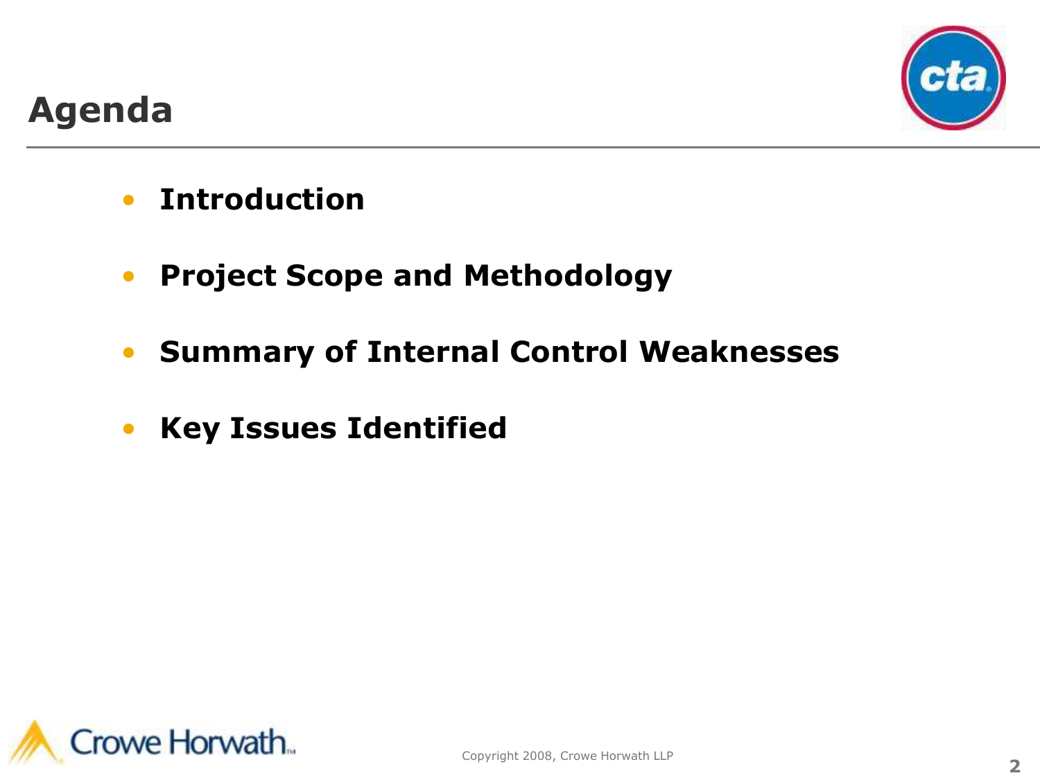# Agenda

- **Introduction**
- **Project Scope and Methodology**
- **Summary of Internal Control Weaknesses**
- **Key Issues Identified**

Copyright 2008, Crowe Horwath LLP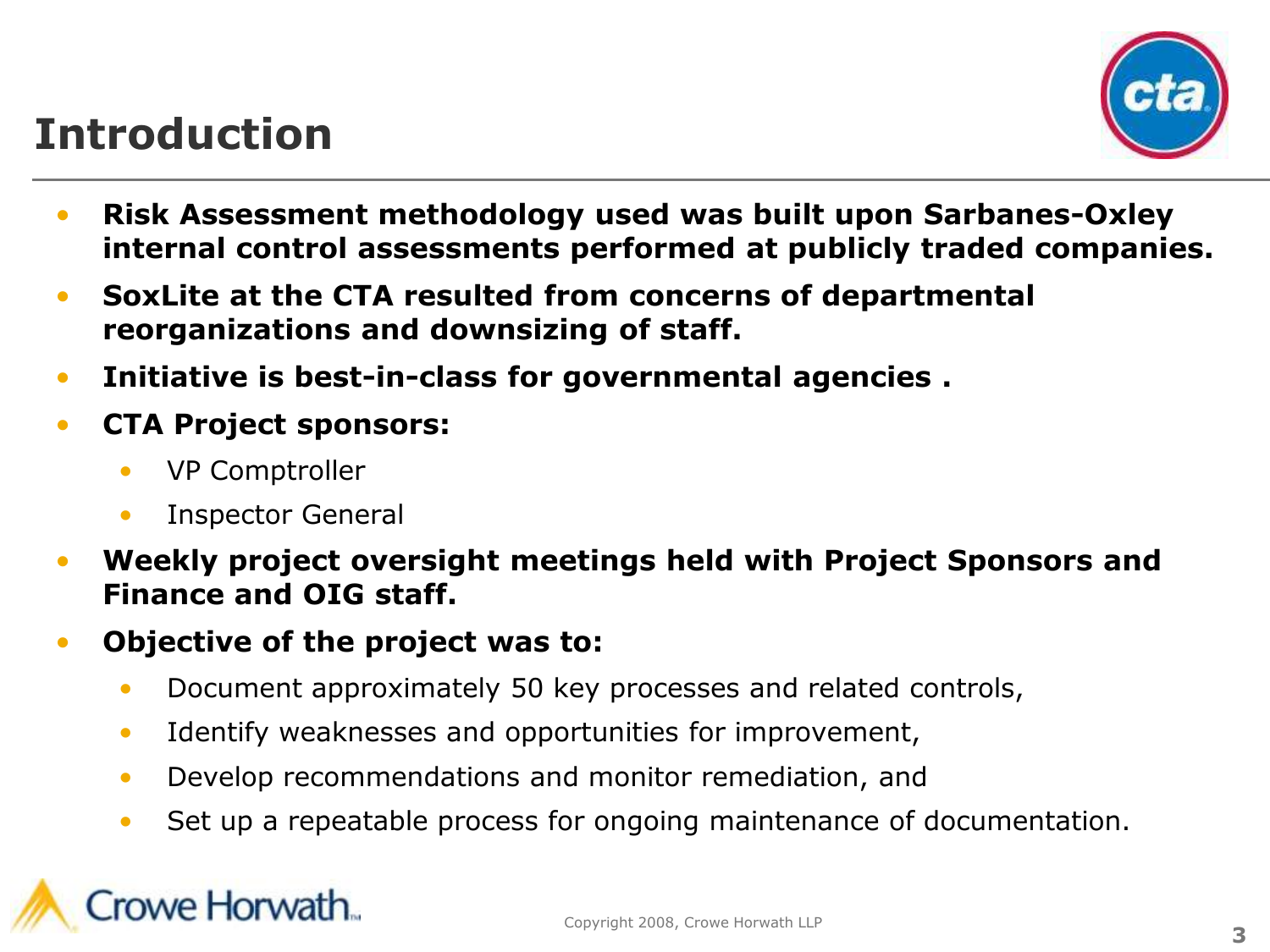# Introduction

- **Risk Assessment methodology used was built upon Sarbanes-Oxley internal control assessments performed at publicly traded companies.**
- **SoxLite at the CTA resulted from concerns of departmental reorganizations and downsizing of staff.**
- **Initiative is best-in-class for governmental agencies .**
- **CTA Project sponsors:**
  - VP Comptroller
  - Inspector General
- **Weekly project oversight meetings held with Project Sponsors and Finance and OIG staff.**
- **Objective of the project was to:**
  - Document approximately 50 key processes and related controls,
  - Identify weaknesses and opportunities for improvement,
  - Develop recommendations and monitor remediation, and
  - Set up a repeatable process for ongoing maintenance of documentation.

Copyright 2008, Crowe Horwath LLP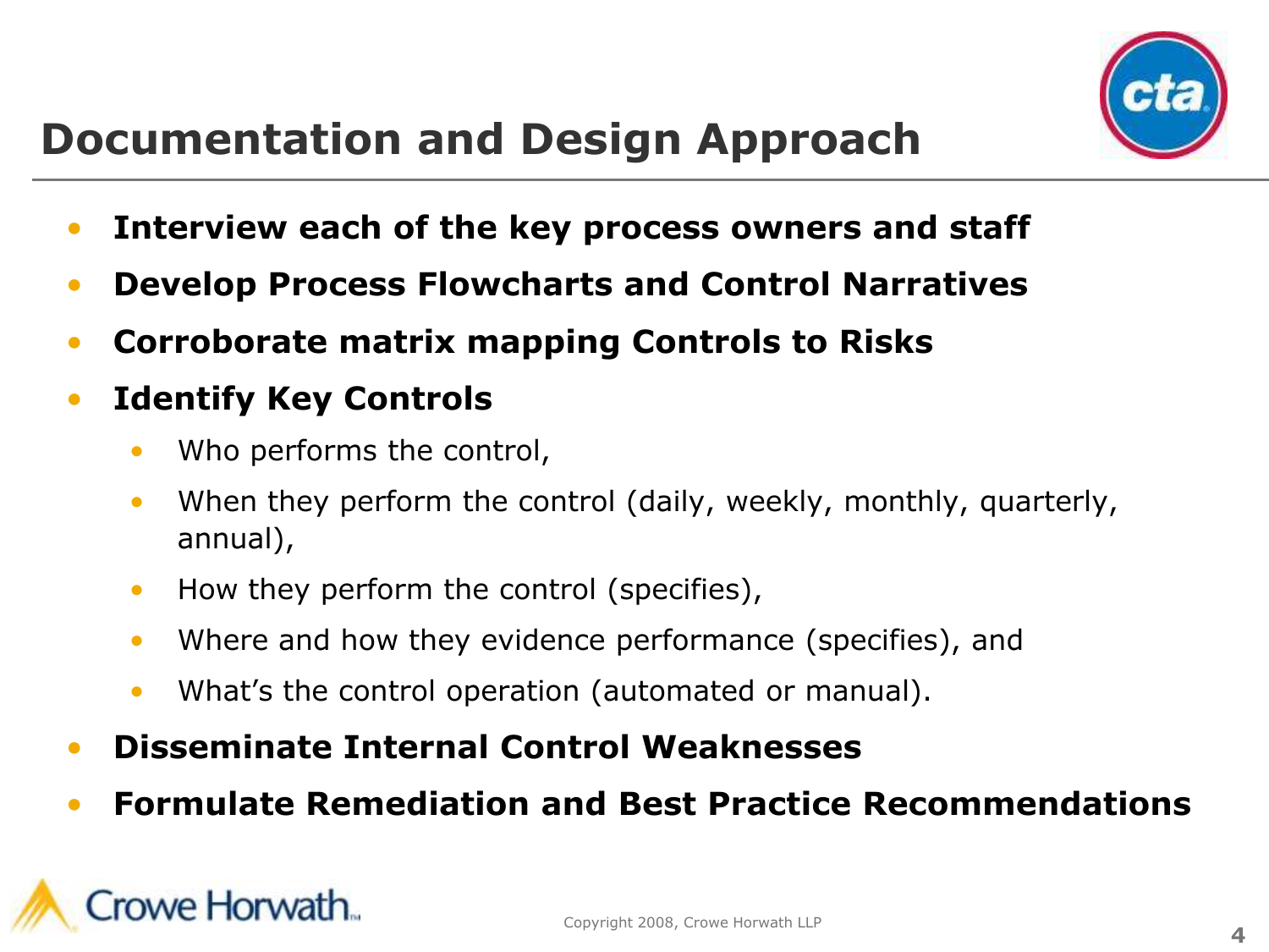# Documentation and Design Approach

- **Interview each of the key process owners and staff**
- **Develop Process Flowcharts and Control Narratives**
- **Corroborate matrix mapping Controls to Risks**
- **Identify Key Controls**
  - Who performs the control,
  - When they perform the control (daily, weekly, monthly, quarterly, annual),
  - How they perform the control (specifies),
  - Where and how they evidence performance (specifies), and
  - What's the control operation (automated or manual).
- **Disseminate Internal Control Weaknesses**
- **Formulate Remediation and Best Practice Recommendations**

Copyright 2008, Crowe Horwath LLP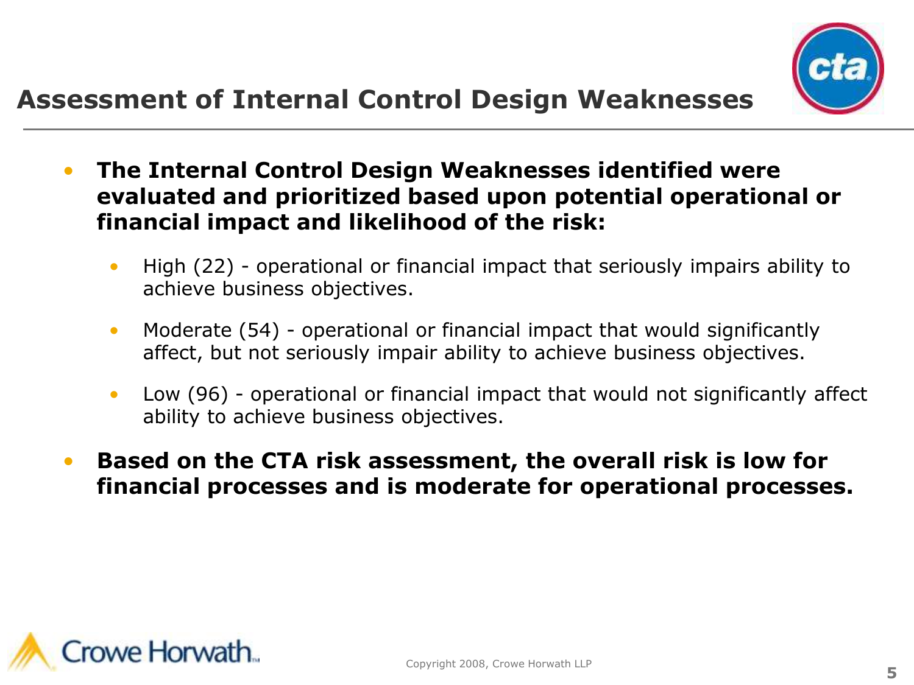# Assessment of Internal Control Design Weaknesses

- **The Internal Control Design Weaknesses identified were evaluated and prioritized based upon potential operational or financial impact and likelihood of the risk:**
  - High (22) - operational or financial impact that seriously impairs ability to achieve business objectives.
  - Moderate (54) - operational or financial impact that would significantly affect, but not seriously impair ability to achieve business objectives.
  - Low (96) - operational or financial impact that would not significantly affect ability to achieve business objectives.
- **Based on the CTA risk assessment, the overall risk is low for financial processes and is moderate for operational processes.**

Copyright 2008, Crowe Horwath LLP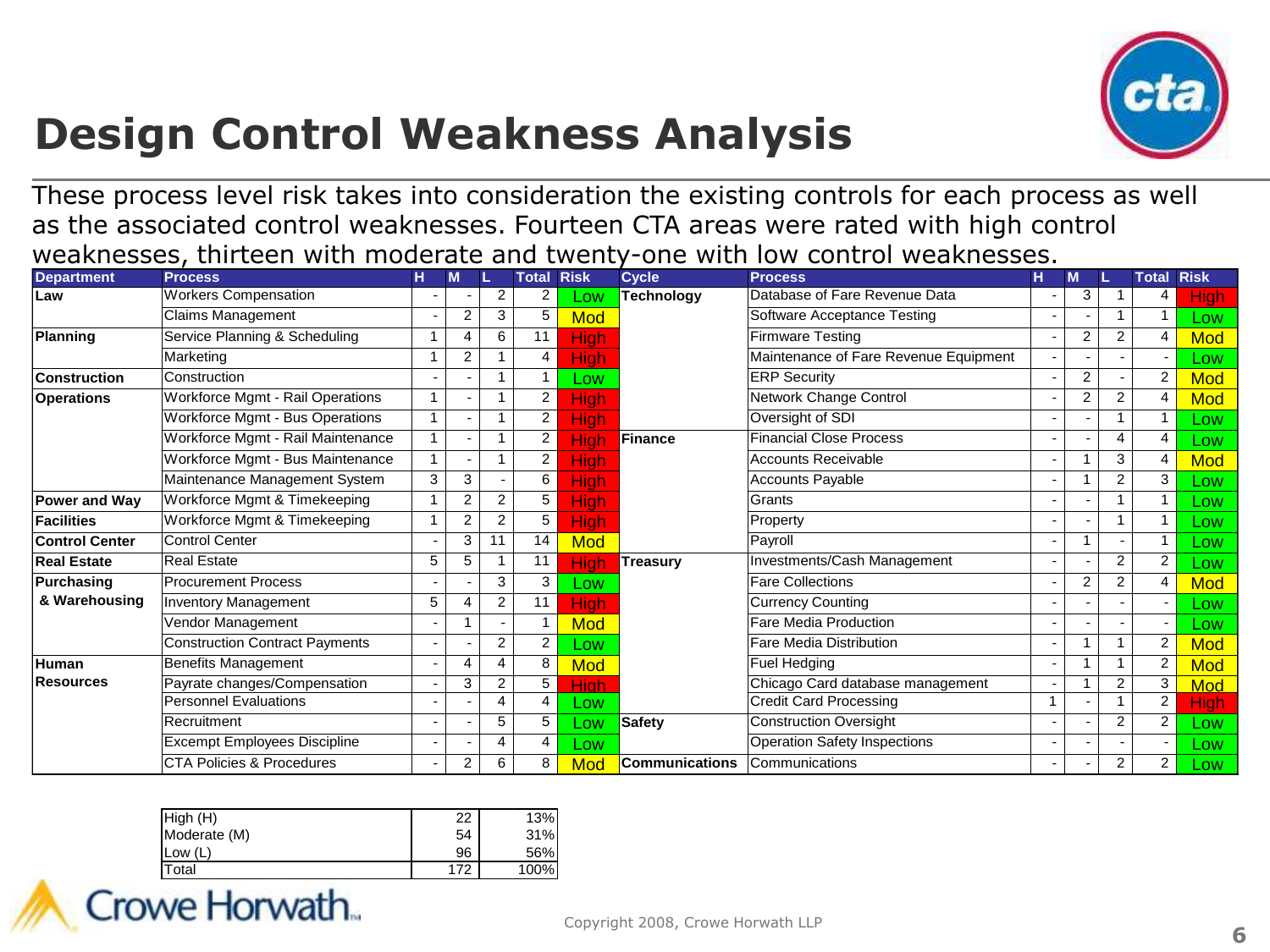# Design Control Weakness Analysis

These process level risk takes into consideration the existing controls for each process as well as the associated control weaknesses. Fourteen CTA areas were rated with high control weaknesses, thirteen with moderate and twenty-one with low control weaknesses.

| Department | Process | H | M | L | Total | Risk |
|---|---|---|---|---|---|---|
| Law | Workers Compensation | - | - | 2 | 2 | Low |
| | Claims Management | - | 2 | 3 | 5 | Mod |
| Planning | Service Planning & Scheduling | 1 | 4 | 6 | 11 | High |
| | Marketing | 1 | 2 | 1 | 4 | High |
| Construction | Construction | - | - | 1 | 1 | Low |
| Operations | Workforce Mgmt - Rail Operations | 1 | - | 1 | 2 | High |
| | Workforce Mgmt - Bus Operations | 1 | - | 1 | 2 | High |
| | Workforce Mgmt - Rail Maintenance | 1 | - | 1 | 2 | High |
| | Workforce Mgmt - Bus Maintenance | 1 | - | 1 | 2 | High |
| | Maintenance Management System | 3 | 3 | - | 6 | High |
| Power and Way | Workforce Mgmt & Timekeeping | 1 | 2 | 2 | 5 | High |
| Facilities | Workforce Mgmt & Timekeeping | 1 | 2 | 2 | 5 | High |
| Control Center | Control Center | - | 3 | 11 | 14 | Mod |
| Real Estate | Real Estate | 5 | 5 | 1 | 11 | High |
| Purchasing & Warehousing | Procurement Process | - | - | 3 | 3 | Low |
| | Inventory Management | 5 | 4 | 2 | 11 | High |
| | Vendor Management | - | 1 | - | 1 | Mod |
| | Construction Contract Payments | - | - | 2 | 2 | Low |
| Human Resources | Benefits Management | - | 4 | 4 | 8 | Mod |
| | Payrate changes/Compensation | - | 3 | 2 | 5 | High |
| | Personnel Evaluations | - | - | 4 | 4 | Low |
| | Recruitment | - | - | 5 | 5 | Low |
| | Excempt Employees Discipline | - | - | 4 | 4 | Low |
| | CTA Policies & Procedures | - | 2 | 6 | 8 | Mod |

| Cycle | Process | H | M | L | Total | Risk |
|---|---|---|---|---|---|---|
| Technology | Database of Fare Revenue Data | - | 3 | 1 | 4 | High |
| | Software Acceptance Testing | - | - | 1 | 1 | Low |
| | Firmware Testing | - | 2 | 2 | 4 | Mod |
| | Maintenance of Fare Revenue Equipment | - | - | - | - | Low |
| | ERP Security | - | 2 | - | 2 | Mod |
| | Network Change Control | - | 2 | 2 | 4 | Mod |
| | Oversight of SDI | - | - | 1 | 1 | Low |
| Finance | Financial Close Process | - | - | 4 | 4 | Low |
| | Accounts Receivable | - | 1 | 3 | 4 | Mod |
| | Accounts Payable | - | 1 | 2 | 3 | Low |
| | Grants | - | - | 1 | 1 | Low |
| | Property | - | - | 1 | 1 | Low |
| | Payroll | - | 1 | - | 1 | Low |
| Treasury | Investments/Cash Management | - | - | 2 | 2 | Low |
| | Fare Collections | - | 2 | 2 | 4 | Mod |
| | Currency Counting | - | - | - | - | Low |
| | Fare Media Production | - | - | - | - | Low |
| | Fare Media Distribution | - | 1 | 1 | 2 | Mod |
| | Fuel Hedging | - | 1 | 1 | 2 | Mod |
| | Chicago Card database management | - | 1 | 2 | 3 | Mod |
| | Credit Card Processing | 1 | - | 1 | 2 | High |
| Safety | Construction Oversight | - | - | 2 | 2 | Low |
| | Operation Safety Inspections | - | - | - | - | Low |
| Communications | Communications | - | - | 2 | 2 | Low |

| | | |
|---|---|---|
| High (H) | 22 | 13% |
| Moderate (M) | 54 | 31% |
| Low (L) | 96 | 56% |
| Total | 172 | 100% |

Copyright 2008, Crowe Horwath LLP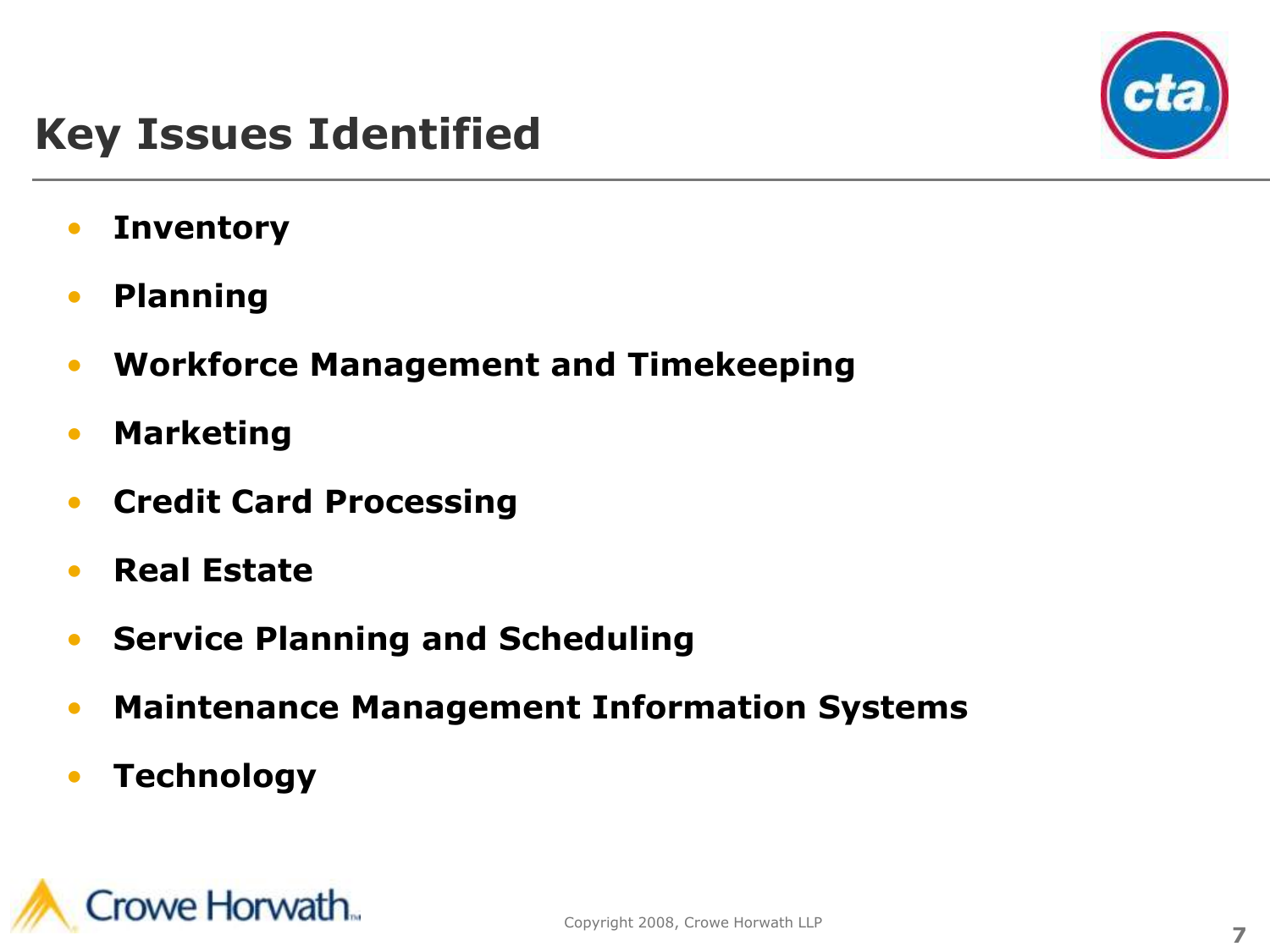# Key Issues Identified

- **Inventory**
- **Planning**
- **Workforce Management and Timekeeping**
- **Marketing**
- **Credit Card Processing**
- **Real Estate**
- **Service Planning and Scheduling**
- **Maintenance Management Information Systems**
- **Technology**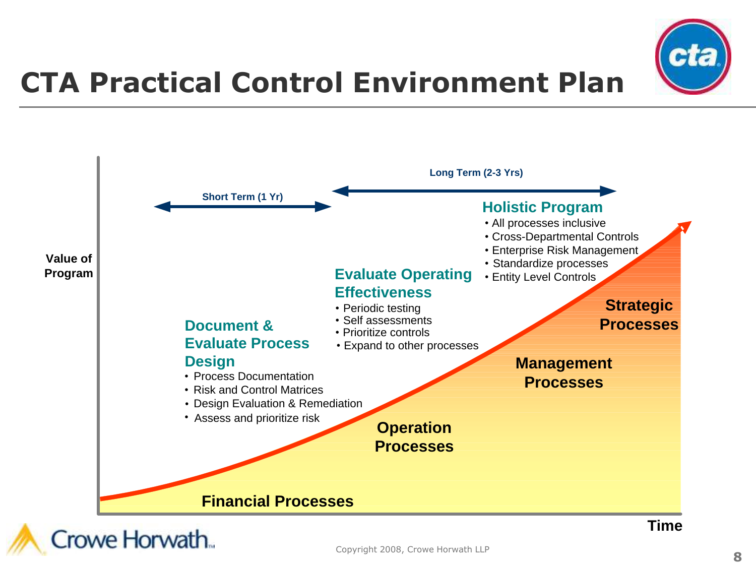# CTA Practical Control Environment Plan

**Short Term (1 Yr)**

**Long Term (2-3 Yrs)**

**Value of Program**

### Document & Evaluate Process Design

- Process Documentation
- Risk and Control Matrices
- Design Evaluation & Remediation
- Assess and prioritize risk

### Evaluate Operating Effectiveness

- Periodic testing
- Self assessments
- Prioritize controls
- Expand to other processes

### Holistic Program

- All processes inclusive
- Cross-Departmental Controls
- Enterprise Risk Management
- Standardize processes
- Entity Level Controls

**Financial Processes**

**Operation Processes**

**Management Processes**

**Strategic Processes**

**Time**

Copyright 2008, Crowe Horwath LLP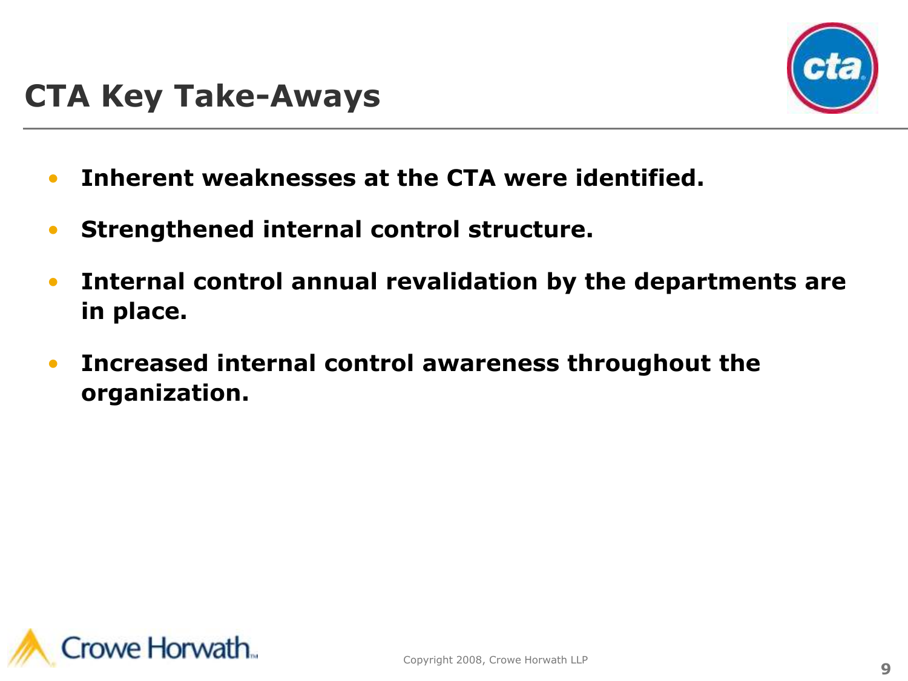# CTA Key Take-Aways

- **Inherent weaknesses at the CTA were identified.**
- **Strengthened internal control structure.**
- **Internal control annual revalidation by the departments are in place.**
- **Increased internal control awareness throughout the organization.**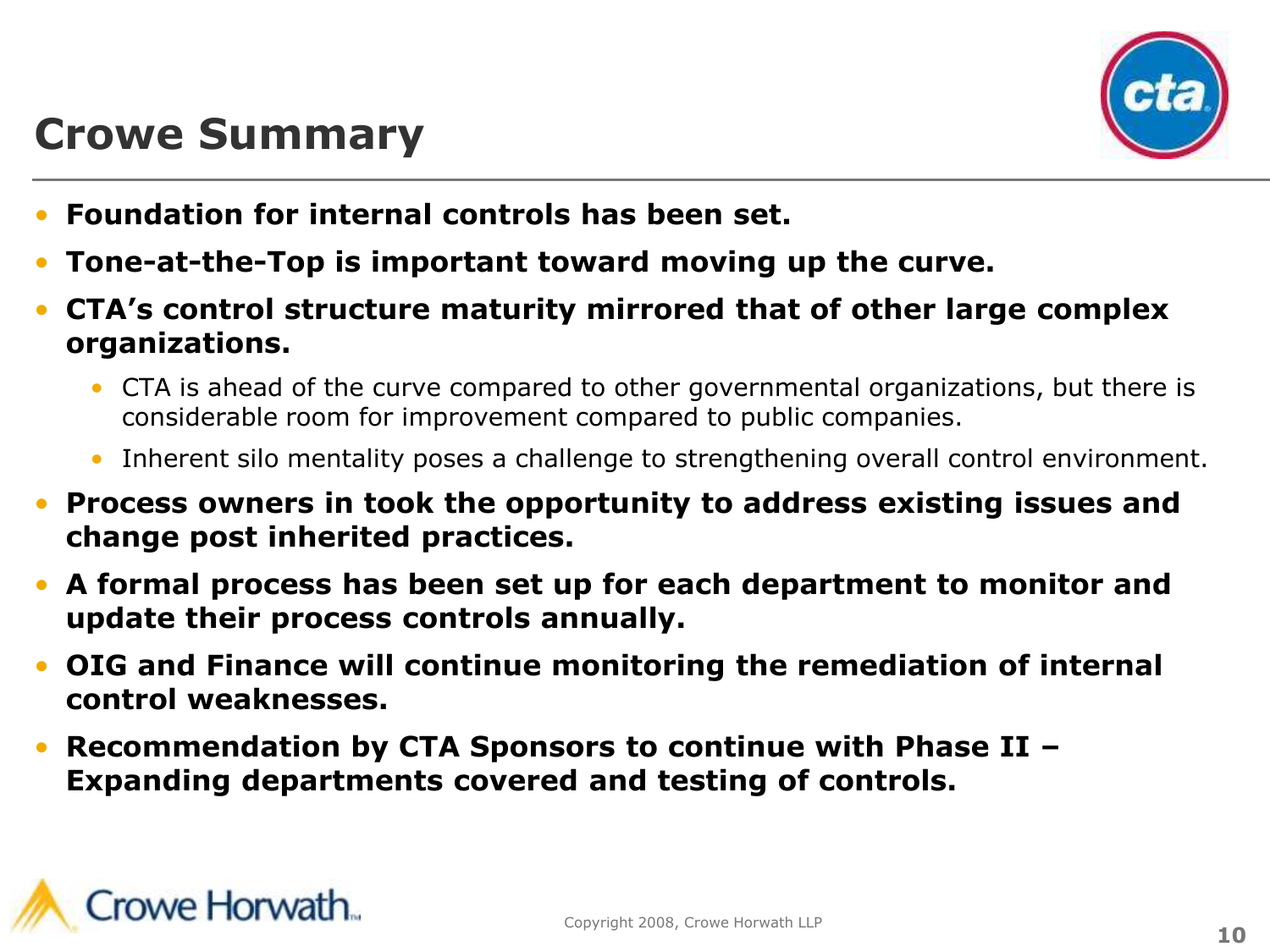# Crowe Summary

- **Foundation for internal controls has been set.**
- **Tone-at-the-Top is important toward moving up the curve.**
- **CTA's control structure maturity mirrored that of other large complex organizations.**
  - CTA is ahead of the curve compared to other governmental organizations, but there is considerable room for improvement compared to public companies.
  - Inherent silo mentality poses a challenge to strengthening overall control environment.
- **Process owners in took the opportunity to address existing issues and change post inherited practices.**
- **A formal process has been set up for each department to monitor and update their process controls annually.**
- **OIG and Finance will continue monitoring the remediation of internal control weaknesses.**
- **Recommendation by CTA Sponsors to continue with Phase II – Expanding departments covered and testing of controls.**

Copyright 2008, Crowe Horwath LLP